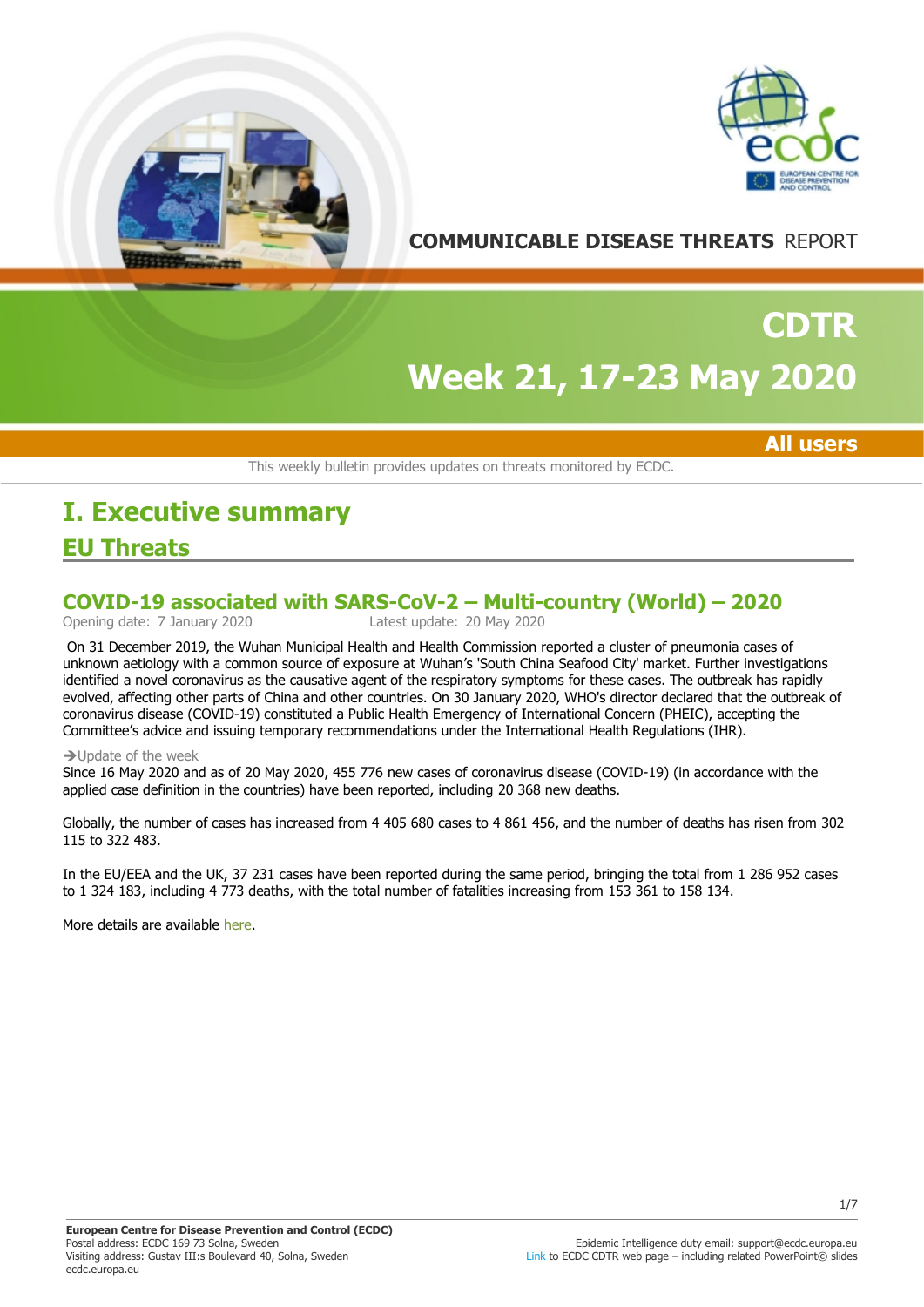COMMUNICABLE DISEASE THREATS REPORT

# CDTR

# Week 21, 17-23 May 2020

**All users**

This weekly bulletin provides updates on threats monitored by ECDC.

# I. Executive summary

## EU Threats

### COVID-19 associated with SARS-CoV-2 – Multi-country (World) – 2020

Opening date: 7 January 2020 Latest update: 20 May 2020

On 31 December 2019, the Wuhan Municipal Health and Health Commission reported a cluster of pneumonia cases of unknown aetiology with a common source of exposure at Wuhan's 'South China Seafood City' market. Further investigations identified a novel coronavirus as the causative agent of the respiratory symptoms for these cases. The outbreak has rapidly evolved, affecting other parts of China and other countries. On 30 January 2020, WHO's director declared that the outbreak of coronavirus disease (COVID-19) constituted a Public Health Emergency of International Concern (PHEIC), accepting the Committee's advice and issuing temporary recommendations under the International Health Regulations (IHR).

➔Update of the week

Since 16 May 2020 and as of 20 May 2020, 455 776 new cases of coronavirus disease (COVID-19) (in accordance with the applied case definition in the countries) have been reported, including 20 368 new deaths.

Globally, the number of cases has increased from 4 405 680 cases to 4 861 456, and the number of deaths has risen from 302 115 to 322 483.

In the EU/EEA and the UK, 37 231 cases have been reported during the same period, bringing the total from 1 286 952 cases to 1 324 183, including 4 773 deaths, with the total number of fatalities increasing from 153 361 to 158 134.

More details are available here.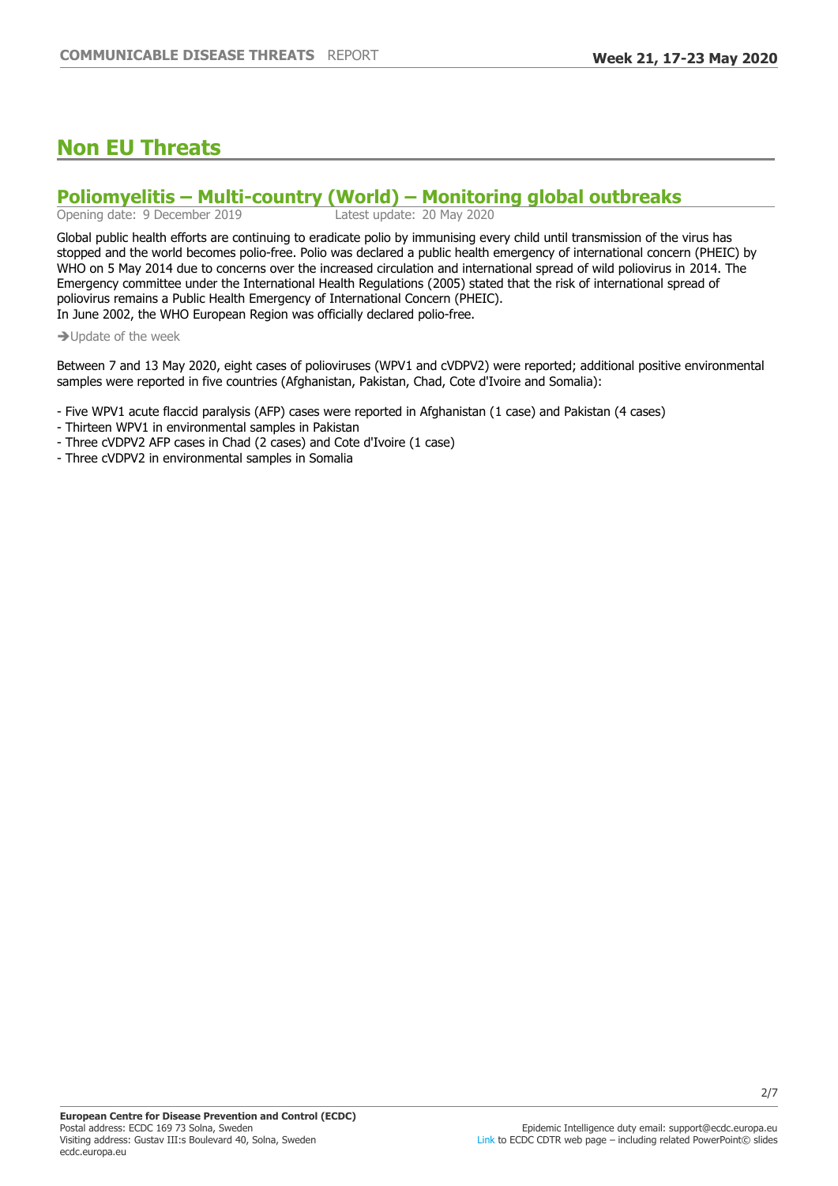# Non EU Threats

## Poliomyelitis – Multi-country (World) – Monitoring global outbreaks

Opening date: 9 December 2019 Latest update: 20 May 2020

Global public health efforts are continuing to eradicate polio by immunising every child until transmission of the virus has stopped and the world becomes polio-free. Polio was declared a public health emergency of international concern (PHEIC) by WHO on 5 May 2014 due to concerns over the increased circulation and international spread of wild poliovirus in 2014. The Emergency committee under the International Health Regulations (2005) stated that the risk of international spread of poliovirus remains a Public Health Emergency of International Concern (PHEIC).
In June 2002, the WHO European Region was officially declared polio-free.

➔Update of the week

Between 7 and 13 May 2020, eight cases of polioviruses (WPV1 and cVDPV2) were reported; additional positive environmental samples were reported in five countries (Afghanistan, Pakistan, Chad, Cote d'Ivoire and Somalia):

- Five WPV1 acute flaccid paralysis (AFP) cases were reported in Afghanistan (1 case) and Pakistan (4 cases)
- Thirteen WPV1 in environmental samples in Pakistan
- Three cVDPV2 AFP cases in Chad (2 cases) and Cote d'Ivoire (1 case)
- Three cVDPV2 in environmental samples in Somalia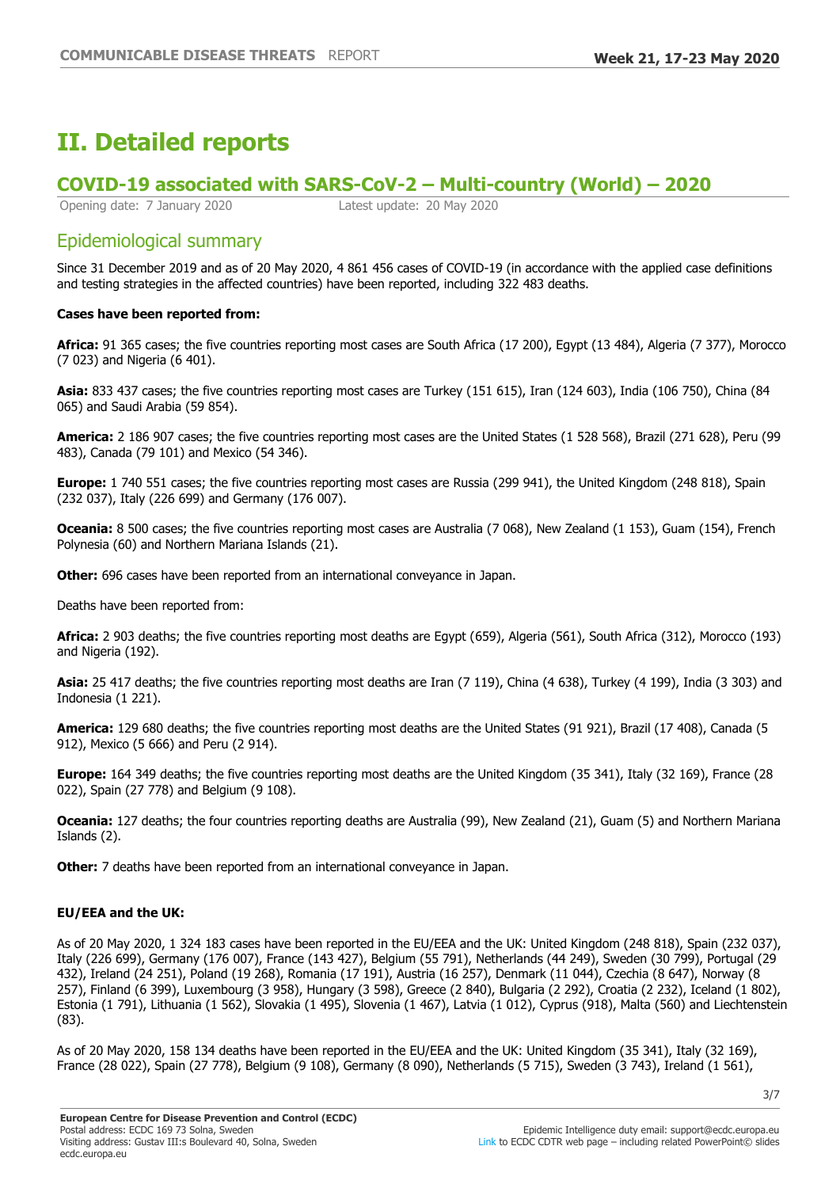# II. Detailed reports

## COVID-19 associated with SARS-CoV-2 – Multi-country (World) – 2020

Opening date: 7 January 2020 Latest update: 20 May 2020

### Epidemiological summary

Since 31 December 2019 and as of 20 May 2020, 4 861 456 cases of COVID-19 (in accordance with the applied case definitions and testing strategies in the affected countries) have been reported, including 322 483 deaths.

**Cases have been reported from:**

**Africa:** 91 365 cases; the five countries reporting most cases are South Africa (17 200), Egypt (13 484), Algeria (7 377), Morocco (7 023) and Nigeria (6 401).

**Asia:** 833 437 cases; the five countries reporting most cases are Turkey (151 615), Iran (124 603), India (106 750), China (84 065) and Saudi Arabia (59 854).

**America:** 2 186 907 cases; the five countries reporting most cases are the United States (1 528 568), Brazil (271 628), Peru (99 483), Canada (79 101) and Mexico (54 346).

**Europe:** 1 740 551 cases; the five countries reporting most cases are Russia (299 941), the United Kingdom (248 818), Spain (232 037), Italy (226 699) and Germany (176 007).

**Oceania:** 8 500 cases; the five countries reporting most cases are Australia (7 068), New Zealand (1 153), Guam (154), French Polynesia (60) and Northern Mariana Islands (21).

**Other:** 696 cases have been reported from an international conveyance in Japan.

Deaths have been reported from:

**Africa:** 2 903 deaths; the five countries reporting most deaths are Egypt (659), Algeria (561), South Africa (312), Morocco (193) and Nigeria (192).

**Asia:** 25 417 deaths; the five countries reporting most deaths are Iran (7 119), China (4 638), Turkey (4 199), India (3 303) and Indonesia (1 221).

**America:** 129 680 deaths; the five countries reporting most deaths are the United States (91 921), Brazil (17 408), Canada (5 912), Mexico (5 666) and Peru (2 914).

**Europe:** 164 349 deaths; the five countries reporting most deaths are the United Kingdom (35 341), Italy (32 169), France (28 022), Spain (27 778) and Belgium (9 108).

**Oceania:** 127 deaths; the four countries reporting deaths are Australia (99), New Zealand (21), Guam (5) and Northern Mariana Islands (2).

**Other:** 7 deaths have been reported from an international conveyance in Japan.

**EU/EEA and the UK:**

As of 20 May 2020, 1 324 183 cases have been reported in the EU/EEA and the UK: United Kingdom (248 818), Spain (232 037), Italy (226 699), Germany (176 007), France (143 427), Belgium (55 791), Netherlands (44 249), Sweden (30 799), Portugal (29 432), Ireland (24 251), Poland (19 268), Romania (17 191), Austria (16 257), Denmark (11 044), Czechia (8 647), Norway (8 257), Finland (6 399), Luxembourg (3 958), Hungary (3 598), Greece (2 840), Bulgaria (2 292), Croatia (2 232), Iceland (1 802), Estonia (1 791), Lithuania (1 562), Slovakia (1 495), Slovenia (1 467), Latvia (1 012), Cyprus (918), Malta (560) and Liechtenstein (83).

As of 20 May 2020, 158 134 deaths have been reported in the EU/EEA and the UK: United Kingdom (35 341), Italy (32 169), France (28 022), Spain (27 778), Belgium (9 108), Germany (8 090), Netherlands (5 715), Sweden (3 743), Ireland (1 561),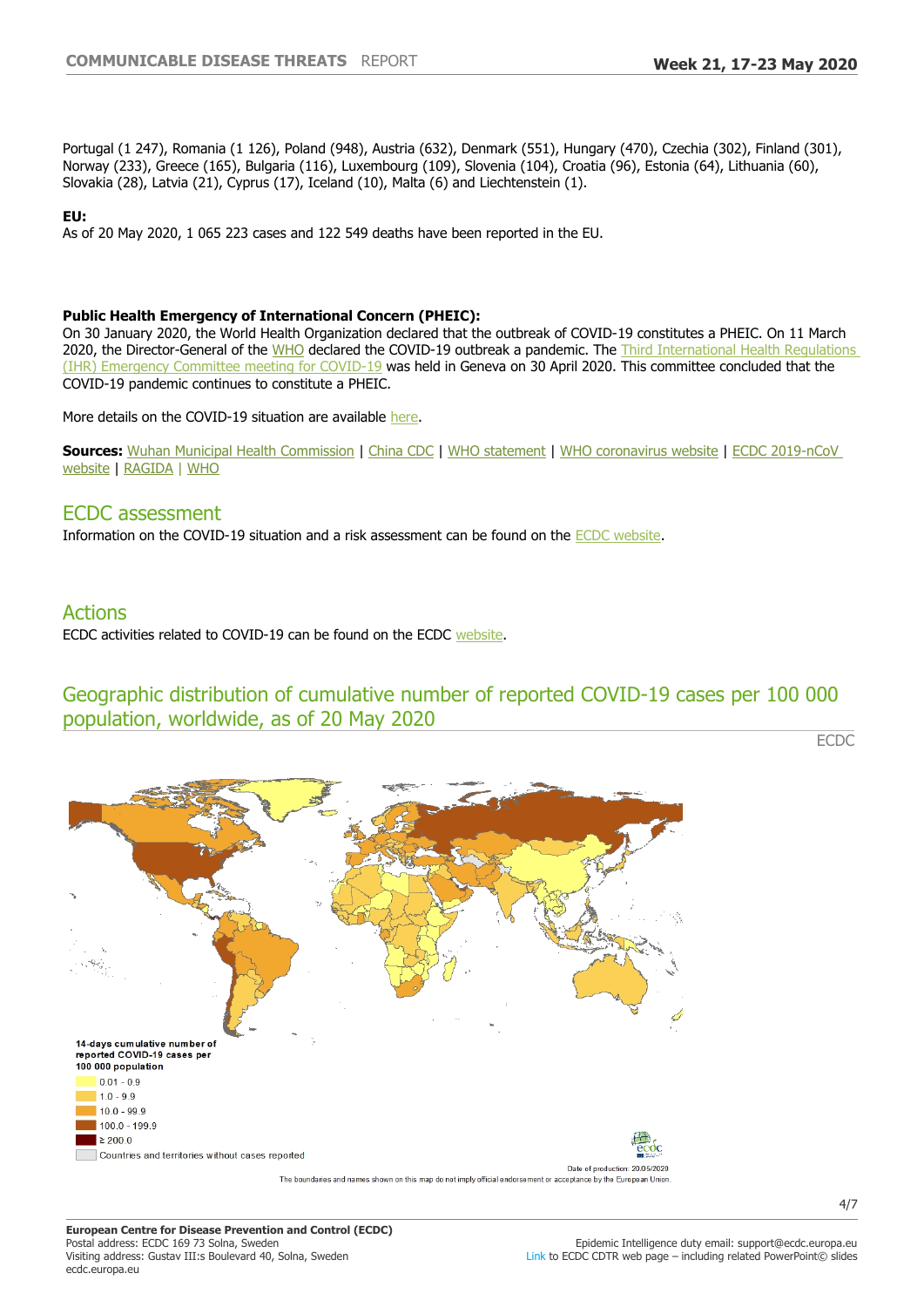Portugal (1 247), Romania (1 126), Poland (948), Austria (632), Denmark (551), Hungary (470), Czechia (302), Finland (301), Norway (233), Greece (165), Bulgaria (116), Luxembourg (109), Slovenia (104), Croatia (96), Estonia (64), Lithuania (60), Slovakia (28), Latvia (21), Cyprus (17), Iceland (10), Malta (6) and Liechtenstein (1).

**EU:**
As of 20 May 2020, 1 065 223 cases and 122 549 deaths have been reported in the EU.

**Public Health Emergency of International Concern (PHEIC):**
On 30 January 2020, the World Health Organization declared that the outbreak of COVID-19 constitutes a PHEIC. On 11 March 2020, the Director-General of the WHO declared the COVID-19 outbreak a pandemic. The Third International Health Regulations (IHR) Emergency Committee meeting for COVID-19 was held in Geneva on 30 April 2020. This committee concluded that the COVID-19 pandemic continues to constitute a PHEIC.

More details on the COVID-19 situation are available here.

**Sources:** Wuhan Municipal Health Commission | China CDC | WHO statement | WHO coronavirus website | ECDC 2019-nCoV website | RAGIDA | WHO

## ECDC assessment

Information on the COVID-19 situation and a risk assessment can be found on the ECDC website.

## Actions

ECDC activities related to COVID-19 can be found on the ECDC website.

## Geographic distribution of cumulative number of reported COVID-19 cases per 100 000 population, worldwide, as of 20 May 2020

ECDC

14-days cumulative number of reported COVID-19 cases per 100 000 population
- 0.01 - 0.9
- 1.0 - 9.9
- 10.0 - 99.9
- 100.0 - 199.9
- ≥ 200.0
- Countries and territories without cases reported

Date of production: 20/05/2020

The boundaries and names shown on this map do not imply official endorsement or acceptance by the European Union.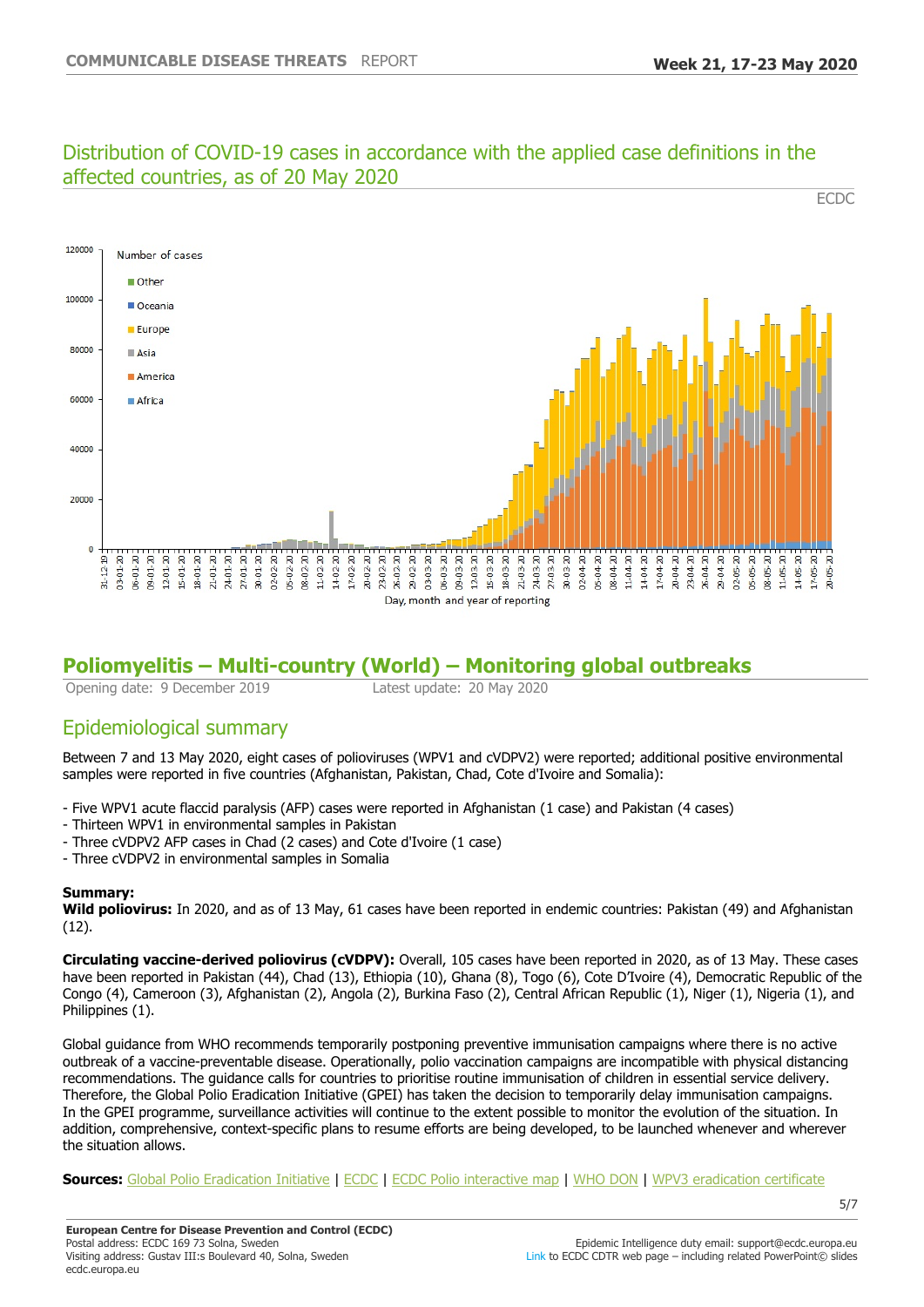## Distribution of COVID-19 cases in accordance with the applied case definitions in the affected countries, as of 20 May 2020

ECDC

# Poliomyelitis – Multi-country (World) – Monitoring global outbreaks

Opening date: 9 December 2019 Latest update: 20 May 2020

## Epidemiological summary

Between 7 and 13 May 2020, eight cases of polioviruses (WPV1 and cVDPV2) were reported; additional positive environmental samples were reported in five countries (Afghanistan, Pakistan, Chad, Cote d'Ivoire and Somalia):

- Five WPV1 acute flaccid paralysis (AFP) cases were reported in Afghanistan (1 case) and Pakistan (4 cases)
- Thirteen WPV1 in environmental samples in Pakistan
- Three cVDPV2 AFP cases in Chad (2 cases) and Cote d'Ivoire (1 case)
- Three cVDPV2 in environmental samples in Somalia

**Summary:**

**Wild poliovirus:** In 2020, and as of 13 May, 61 cases have been reported in endemic countries: Pakistan (49) and Afghanistan (12).

**Circulating vaccine-derived poliovirus (cVDPV):** Overall, 105 cases have been reported in 2020, as of 13 May. These cases have been reported in Pakistan (44), Chad (13), Ethiopia (10), Ghana (8), Togo (6), Cote D'Ivoire (4), Democratic Republic of the Congo (4), Cameroon (3), Afghanistan (2), Angola (2), Burkina Faso (2), Central African Republic (1), Niger (1), Nigeria (1), and Philippines (1).

Global guidance from WHO recommends temporarily postponing preventive immunisation campaigns where there is no active outbreak of a vaccine-preventable disease. Operationally, polio vaccination campaigns are incompatible with physical distancing recommendations. The guidance calls for countries to prioritise routine immunisation of children in essential service delivery. Therefore, the Global Polio Eradication Initiative (GPEI) has taken the decision to temporarily delay immunisation campaigns. In the GPEI programme, surveillance activities will continue to the extent possible to monitor the evolution of the situation. In addition, comprehensive, context-specific plans to resume efforts are being developed, to be launched whenever and wherever the situation allows.

**Sources:** Global Polio Eradication Initiative | ECDC | ECDC Polio interactive map | WHO DON | WPV3 eradication certificate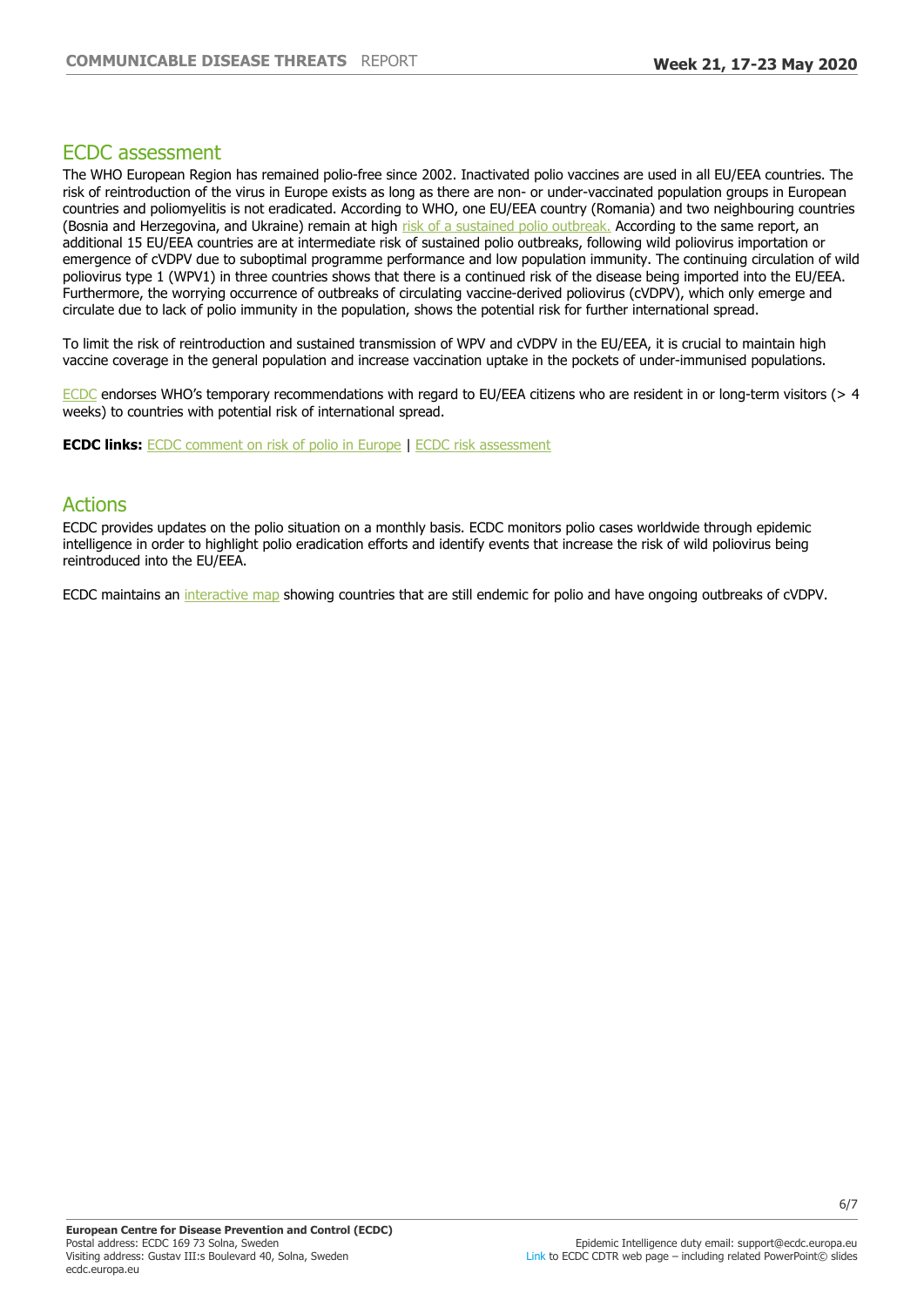## ECDC assessment

The WHO European Region has remained polio-free since 2002. Inactivated polio vaccines are used in all EU/EEA countries. The risk of reintroduction of the virus in Europe exists as long as there are non- or under-vaccinated population groups in European countries and poliomyelitis is not eradicated. According to WHO, one EU/EEA country (Romania) and two neighbouring countries (Bosnia and Herzegovina, and Ukraine) remain at high risk of a sustained polio outbreak. According to the same report, an additional 15 EU/EEA countries are at intermediate risk of sustained polio outbreaks, following wild poliovirus importation or emergence of cVDPV due to suboptimal programme performance and low population immunity. The continuing circulation of wild poliovirus type 1 (WPV1) in three countries shows that there is a continued risk of the disease being imported into the EU/EEA. Furthermore, the worrying occurrence of outbreaks of circulating vaccine-derived poliovirus (cVDPV), which only emerge and circulate due to lack of polio immunity in the population, shows the potential risk for further international spread.

To limit the risk of reintroduction and sustained transmission of WPV and cVDPV in the EU/EEA, it is crucial to maintain high vaccine coverage in the general population and increase vaccination uptake in the pockets of under-immunised populations.

ECDC endorses WHO's temporary recommendations with regard to EU/EEA citizens who are resident in or long-term visitors (> 4 weeks) to countries with potential risk of international spread.

**ECDC links:** ECDC comment on risk of polio in Europe | ECDC risk assessment

## Actions

ECDC provides updates on the polio situation on a monthly basis. ECDC monitors polio cases worldwide through epidemic intelligence in order to highlight polio eradication efforts and identify events that increase the risk of wild poliovirus being reintroduced into the EU/EEA.

ECDC maintains an interactive map showing countries that are still endemic for polio and have ongoing outbreaks of cVDPV.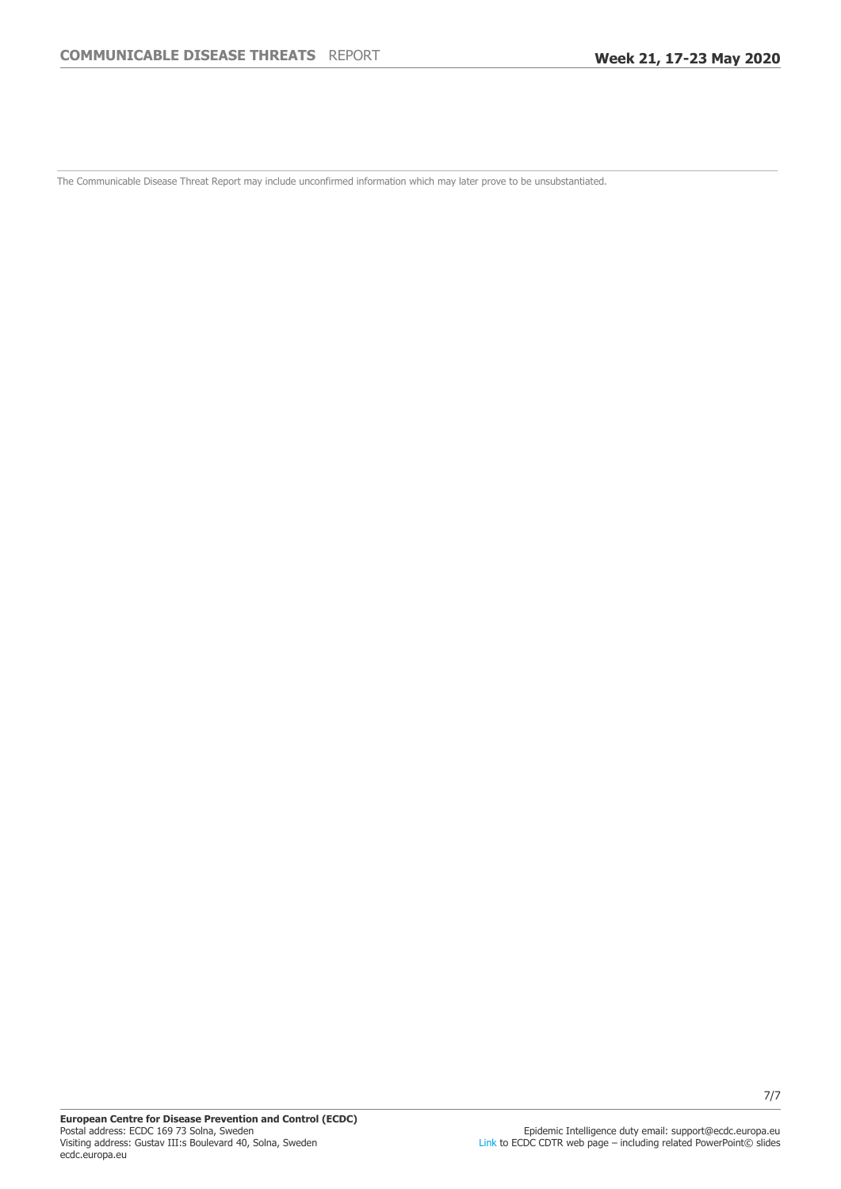The Communicable Disease Threat Report may include unconfirmed information which may later prove to be unsubstantiated.